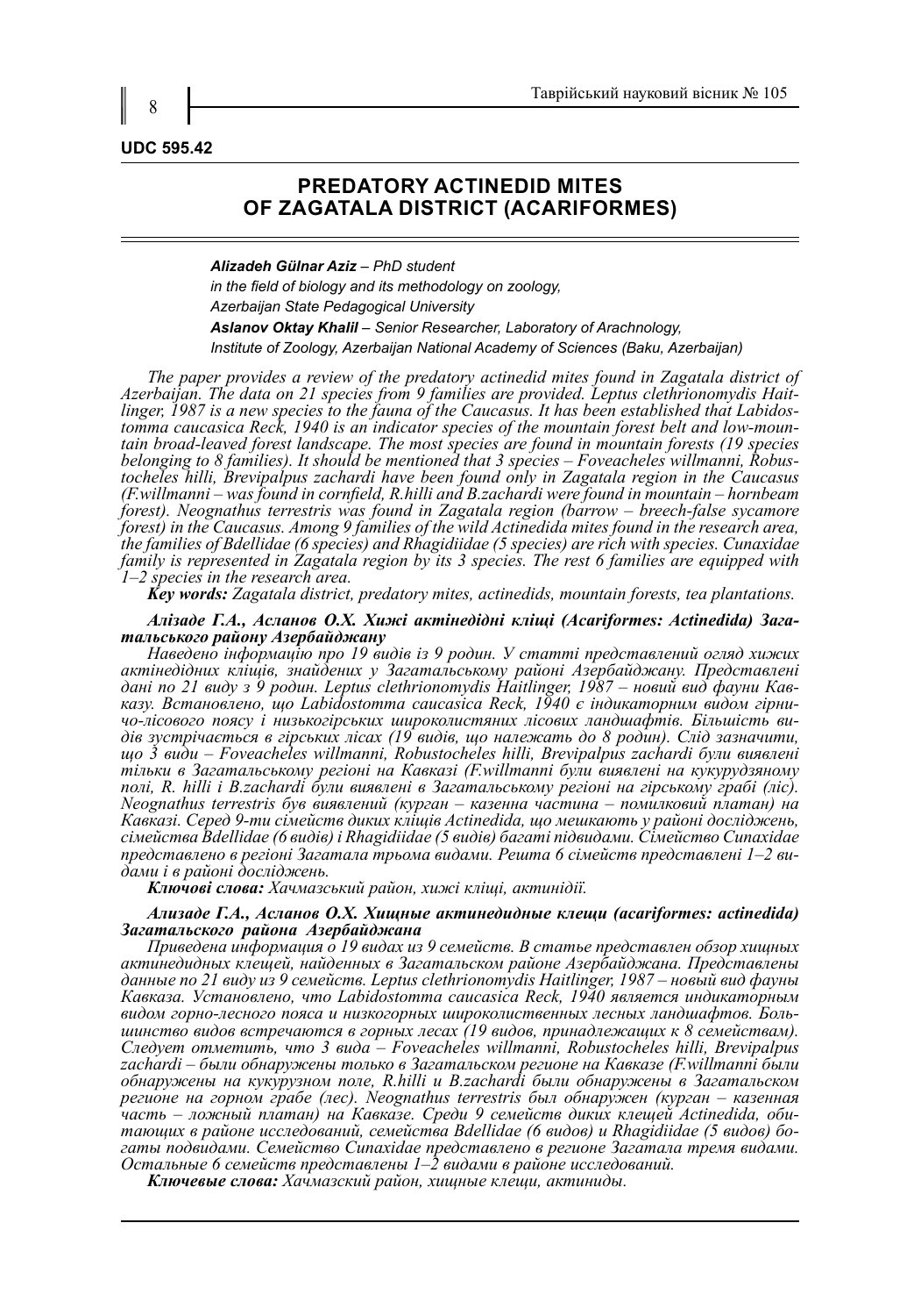UDC 595.42

# PREDATORY ACTINEDID MITES OF ZAGATALA DISTRICT (ACARIFORMES)

***Alizadeh Gülnar Aziz*** *– PhD student*
*in the field of biology and its methodology on zoology,*
*Azerbaijan State Pedagogical University*
***Aslanov Oktay Khalil*** *– Senior Researcher, Laboratory of Arachnology,*
*Institute of Zoology, Azerbaijan National Academy of Sciences (Baku, Azerbaijan)*

*The paper provides a review of the predatory actinedid mites found in Zagatala district of Azerbaijan. The data on 21 species from 9 families are provided. Leptus clethrionomydis Haitlinger, 1987 is a new species to the fauna of the Caucasus. It has been established that Labidostomma caucasica Reck, 1940 is an indicator species of the mountain forest belt and low-mountain broad-leaved forest landscape. The most species are found in mountain forests (19 species belonging to 8 families). It should be mentioned that 3 species – Foveacheles willmanni, Robustocheles hilli, Brevipalpus zachardi have been found only in Zagatala region in the Caucasus (F.willmanni – was found in cornfield, R.hilli and B.zachardi were found in mountain – hornbeam forest). Neognathus terrestris was found in Zagatala region (barrow – breech-false sycamore forest) in the Caucasus. Among 9 families of the wild Actinedida mites found in the research area, the families of Bdellidae (6 species) and Rhagidiidae (5 species) are rich with species. Cunaxidae family is represented in Zagatala region by its 3 species. The rest 6 families are equipped with 1–2 species in the research area.*

***Key words:*** *Zagatala district, predatory mites, actinedids, mountain forests, tea plantations.*

***Алізаде Г.А., Асланов О.Х. Хижі актінедідні кліщі (Acariformes: Actinedida) Загатальського району Азербайджану***

*Наведено інформацію про 19 видів із 9 родин. У статті представлений огляд хижих актінедідних кліщів, знайдених у Загатальському районі Азербайджану. Представлені дані по 21 виду з 9 родин. Leptus clethrionomydis Haitlinger, 1987 – новий вид фауни Кавказу. Встановлено, що Labidostomma caucasica Reck, 1940 є індикаторним видом гірничо-лісового поясу і низькогірських широколистяних лісових ландшафтів. Більшість видів зустрічається в гірських лісах (19 видів, що належать до 8 родин). Слід зазначити, що 3 види – Foveacheles willmanni, Robustocheles hilli, Brevipalpus zachardi були виявлені тільки в Загатальському регіоні на Кавказі (F.willmanni були виявлені на кукурудзяному полі, R. hilli і B.zachardi були виявлені в Загатальському регіоні на гірському грабі (ліс). Neognathus terrestris був виявлений (курган – казенна частина – помилковий платан) на Кавказі. Серед 9-ти сімейств диких кліщів Actinedida, що мешкають у районі досліджень, сімейства Bdellidae (6 видів) і Rhagidiidae (5 видів) багаті підвидами. Сімейство Cunaxidae представлено в регіоні Загатала трьома видами. Решта 6 сімейств представлені 1–2 видами і в районі досліджень.*

***Ключові слова:*** *Хачмазський район, хижі кліщі, актинідії.*

***Ализаде Г.А., Асланов О.Х. Хищные актинедидные клещи (acariformes: actinedida) Загатальского района Азербайджана***

*Приведена информация о 19 видах из 9 семейств. В статье представлен обзор хищных актинедидных клещей, найденных в Загатальском районе Азербайджана. Представлены данные по 21 виду из 9 семейств. Leptus clethrionomydis Haitlinger, 1987 – новый вид фауны Кавказа. Установлено, что Labidostomma caucasica Reck, 1940 является индикаторным видом горно-лесного пояса и низкогорных широколиственных лесных ландшафтов. Большинство видов встречаются в горных лесах (19 видов, принадлежащих к 8 семействам). Следует отметить, что 3 вида – Foveacheles willmanni, Robustocheles hilli, Brevipalpus zachardi – были обнаружены только в Загатальском регионе на Кавказе (F.willmanni были обнаружены на кукурузном поле, R.hilli и B.zachardi были обнаружены в Загатальском регионе на горном грабе (лес). Neognathus terrestris был обнаружен (курган – казенная часть – ложный платан) на Кавказе. Среди 9 семейств диких клещей Actinedida, обитающих в районе исследований, семейства Bdellidae (6 видов) и Rhagidiidae (5 видов) богаты подвидами. Семейство Cunaxidae представлено в регионе Загатала тремя видами. Остальные 6 семейств представлены 1–2 видами в районе исследований.*

***Ключевые слова:*** *Хачмазский район, хищные клещи, актиниды.*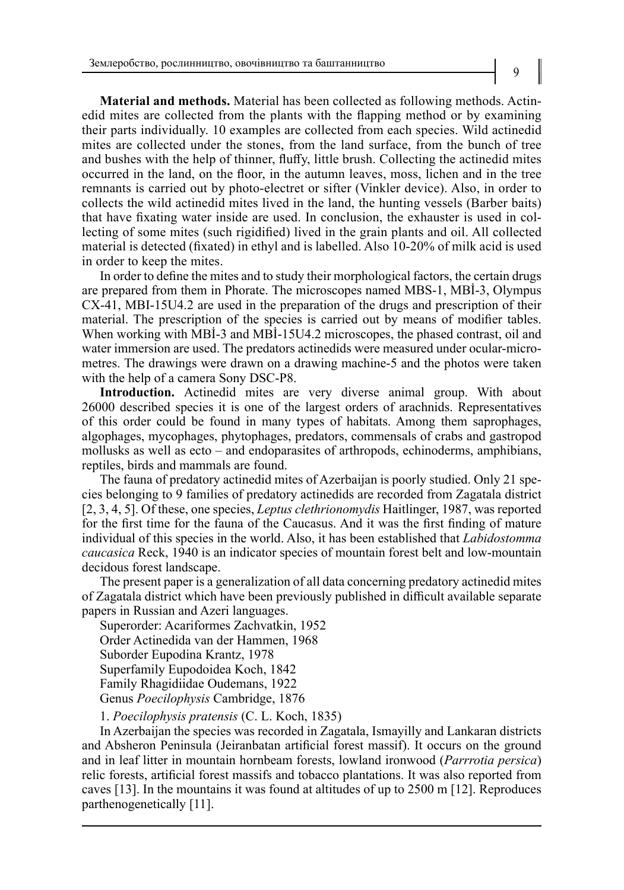**Material and methods.** Material has been collected as following methods. Actinedid mites are collected from the plants with the flapping method or by examining their parts individually. 10 examples are collected from each species. Wild actinedid mites are collected under the stones, from the land surface, from the bunch of tree and bushes with the help of thinner, fluffy, little brush. Collecting the actinedid mites occurred in the land, on the floor, in the autumn leaves, moss, lichen and in the tree remnants is carried out by photo-electret or sifter (Vinkler device). Also, in order to collects the wild actinedid mites lived in the land, the hunting vessels (Barber baits) that have fixating water inside are used. In conclusion, the exhauster is used in collecting of some mites (such rigidified) lived in the grain plants and oil. All collected material is detected (fixated) in ethyl and is labelled. Also 10-20% of milk acid is used in order to keep the mites.

In order to define the mites and to study their morphological factors, the certain drugs are prepared from them in Phorate. The microscopes named MBS-1, MBİ-3, Olympus CX-41, MBI-15U4.2 are used in the preparation of the drugs and prescription of their material. The prescription of the species is carried out by means of modifier tables. When working with MBİ-3 and MBİ-15U4.2 microscopes, the phased contrast, oil and water immersion are used. The predators actinedids were measured under ocular-micrometres. The drawings were drawn on a drawing machine-5 and the photos were taken with the help of a camera Sony DSC-P8.

**Introduction.** Actinedid mites are very diverse animal group. With about 26000 described species it is one of the largest orders of arachnids. Representatives of this order could be found in many types of habitats. Among them saprophages, algophages, mycophages, phytophages, predators, commensals of crabs and gastropod mollusks as well as ecto – and endoparasites of arthropods, echinoderms, amphibians, reptiles, birds and mammals are found.

The fauna of predatory actinedid mites of Azerbaijan is poorly studied. Only 21 species belonging to 9 families of predatory actinedids are recorded from Zagatala district [2, 3, 4, 5]. Of these, one species, *Leptus clethrionomydis* Haitlinger, 1987, was reported for the first time for the fauna of the Caucasus. And it was the first finding of mature individual of this species in the world. Also, it has been established that *Labidostomma caucasica* Reck, 1940 is an indicator species of mountain forest belt and low-mountain decidous forest landscape.

The present paper is a generalization of all data concerning predatory actinedid mites of Zagatala district which have been previously published in difficult available separate papers in Russian and Azeri languages.

Superorder: Acariformes Zachvatkin, 1952
Order Actinedida van der Hammen, 1968
Suborder Eupodina Krantz, 1978
Superfamily Eupodoidea Koch, 1842
Family Rhagidiidae Oudemans, 1922
Genus *Poecilophysis* Cambridge, 1876

1. *Poecilophysis pratensis* (C. L. Koch, 1835)

In Azerbaijan the species was recorded in Zagatala, Ismayilly and Lankaran districts and Absheron Peninsula (Jeiranbatan artificial forest massif). It occurs on the ground and in leaf litter in mountain hornbeam forests, lowland ironwood (*Parrrotia persica*) relic forests, artificial forest massifs and tobacco plantations. It was also reported from caves [13]. In the mountains it was found at altitudes of up to 2500 m [12]. Reproduces parthenogenetically [11].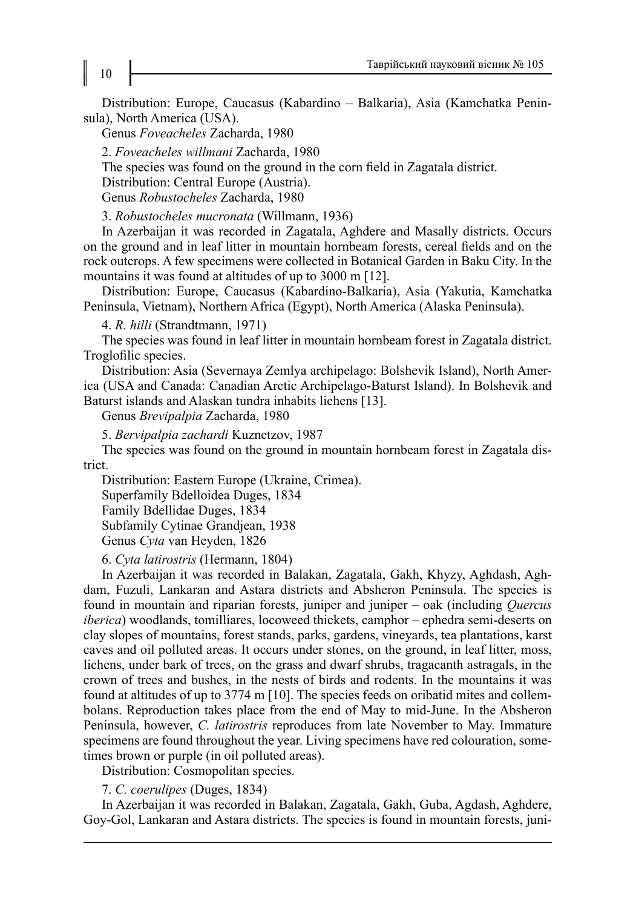Distribution: Europe, Caucasus (Kabardino – Balkaria), Asia (Kamchatka Peninsula), North America (USA).

Genus *Foveacheles* Zacharda, 1980

2. *Foveacheles willmani* Zacharda, 1980

The species was found on the ground in the corn field in Zagatala district.

Distribution: Central Europe (Austria).

Genus *Robustocheles* Zacharda, 1980

3. *Robustocheles mucronata* (Willmann, 1936)

In Azerbaijan it was recorded in Zagatala, Aghdere and Masally districts. Occurs on the ground and in leaf litter in mountain hornbeam forests, cereal fields and on the rock outcrops. A few specimens were collected in Botanical Garden in Baku City. In the mountains it was found at altitudes of up to 3000 m [12].

Distribution: Europe, Caucasus (Kabardino-Balkaria), Asia (Yakutia, Kamchatka Peninsula, Vietnam), Northern Africa (Egypt), North America (Alaska Peninsula).

4. *R. hilli* (Strandtmann, 1971)

The species was found in leaf litter in mountain hornbeam forest in Zagatala district. Troglofilic species.

Distribution: Asia (Severnaya Zemlya archipelago: Bolshevik Island), North America (USA and Canada: Canadian Arctic Archipelago-Baturst Island). In Bolshevik and Baturst islands and Alaskan tundra inhabits lichens [13].

Genus *Brevipalpia* Zacharda, 1980

5. *Bervipalpia zachardi* Kuznetzov, 1987

The species was found on the ground in mountain hornbeam forest in Zagatala district.

Distribution: Eastern Europe (Ukraine, Crimea).

Superfamily Bdelloidea Duges, 1834

Family Bdellidae Duges, 1834

Subfamily Cytinae Grandjean, 1938

Genus *Cyta* van Heyden, 1826

6. *Cyta latirostris* (Hermann, 1804)

In Azerbaijan it was recorded in Balakan, Zagatala, Gakh, Khyzy, Aghdash, Aghdam, Fuzuli, Lankaran and Astara districts and Absheron Peninsula. The species is found in mountain and riparian forests, juniper and juniper – oak (including *Quercus iberica*) woodlands, tomilliares, locoweed thickets, camphor – ephedra semi-deserts on clay slopes of mountains, forest stands, parks, gardens, vineyards, tea plantations, karst caves and oil polluted areas. It occurs under stones, on the ground, in leaf litter, moss, lichens, under bark of trees, on the grass and dwarf shrubs, tragacanth astragals, in the crown of trees and bushes, in the nests of birds and rodents. In the mountains it was found at altitudes of up to 3774 m [10]. The species feeds on oribatid mites and collembolans. Reproduction takes place from the end of May to mid-June. In the Absheron Peninsula, however, *C. latirostris* reproduces from late November to May. Immature specimens are found throughout the year. Living specimens have red colouration, sometimes brown or purple (in oil polluted areas).

Distribution: Cosmopolitan species.

7. *C. coerulipes* (Duges, 1834)

In Azerbaijan it was recorded in Balakan, Zagatala, Gakh, Guba, Agdash, Aghdere, Goy-Gol, Lankaran and Astara districts. The species is found in mountain forests, juni-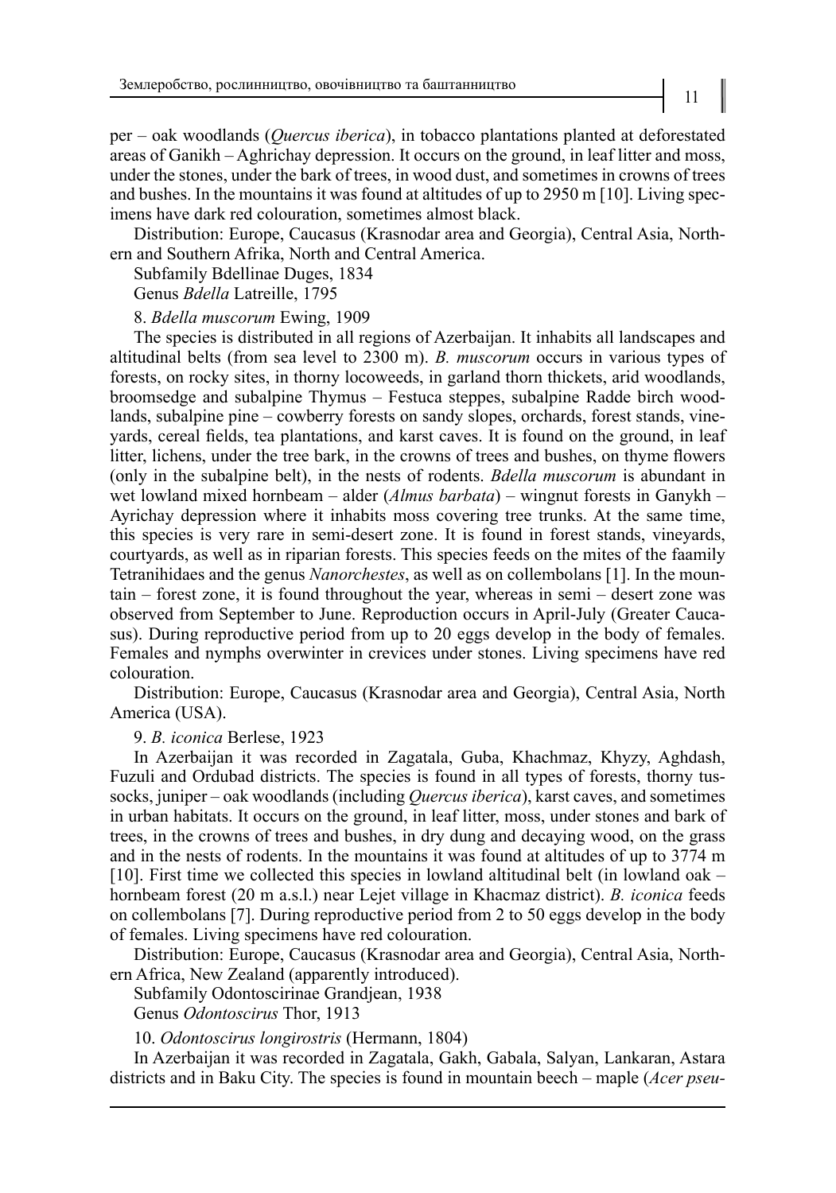per – oak woodlands (*Quercus iberica*), in tobacco plantations planted at deforestated areas of Ganikh – Aghrichay depression. It occurs on the ground, in leaf litter and moss, under the stones, under the bark of trees, in wood dust, and sometimes in crowns of trees and bushes. In the mountains it was found at altitudes of up to 2950 m [10]. Living specimens have dark red colouration, sometimes almost black.

Distribution: Europe, Caucasus (Krasnodar area and Georgia), Central Asia, Northern and Southern Afrika, North and Central America.

Subfamily Bdellinae Duges, 1834

Genus *Bdella* Latreille, 1795

8. *Bdella muscorum* Ewing, 1909

The species is distributed in all regions of Azerbaijan. It inhabits all landscapes and altitudinal belts (from sea level to 2300 m). *B. muscorum* occurs in various types of forests, on rocky sites, in thorny locoweeds, in garland thorn thickets, arid woodlands, broomsedge and subalpine Thymus – Festuca steppes, subalpine Radde birch woodlands, subalpine pine – cowberry forests on sandy slopes, orchards, forest stands, vineyards, cereal fields, tea plantations, and karst caves. It is found on the ground, in leaf litter, lichens, under the tree bark, in the crowns of trees and bushes, on thyme flowers (only in the subalpine belt), in the nests of rodents. *Bdella muscorum* is abundant in wet lowland mixed hornbeam – alder (*Almus barbata*) – wingnut forests in Ganykh – Ayrichay depression where it inhabits moss covering tree trunks. At the same time, this species is very rare in semi-desert zone. It is found in forest stands, vineyards, courtyards, as well as in riparian forests. This species feeds on the mites of the faamily Tetranihidaes and the genus *Nanorchestes*, as well as on collembolans [1]. In the mountain – forest zone, it is found throughout the year, whereas in semi – desert zone was observed from September to June. Reproduction occurs in April-July (Greater Caucasus). During reproductive period from up to 20 eggs develop in the body of females. Females and nymphs overwinter in crevices under stones. Living specimens have red colouration.

Distribution: Europe, Caucasus (Krasnodar area and Georgia), Central Asia, North America (USA).

9. *B. iconica* Berlese, 1923

In Azerbaijan it was recorded in Zagatala, Guba, Khachmaz, Khyzy, Aghdash, Fuzuli and Ordubad districts. The species is found in all types of forests, thorny tussocks, juniper – oak woodlands (including *Quercus iberica*), karst caves, and sometimes in urban habitats. It occurs on the ground, in leaf litter, moss, under stones and bark of trees, in the crowns of trees and bushes, in dry dung and decaying wood, on the grass and in the nests of rodents. In the mountains it was found at altitudes of up to 3774 m [10]. First time we collected this species in lowland altitudinal belt (in lowland oak – hornbeam forest (20 m a.s.l.) near Lejet village in Khacmaz district). *B. iconica* feeds on collembolans [7]. During reproductive period from 2 to 50 eggs develop in the body of females. Living specimens have red colouration.

Distribution: Europe, Caucasus (Krasnodar area and Georgia), Central Asia, Northern Africa, New Zealand (apparently introduced).

Subfamily Odontoscirinae Grandjean, 1938

Genus *Odontoscirus* Thor, 1913

10. *Odontoscirus longirostris* (Hermann, 1804)

In Azerbaijan it was recorded in Zagatala, Gakh, Gabala, Salyan, Lankaran, Astara districts and in Baku City. The species is found in mountain beech – maple (*Acer pseu-*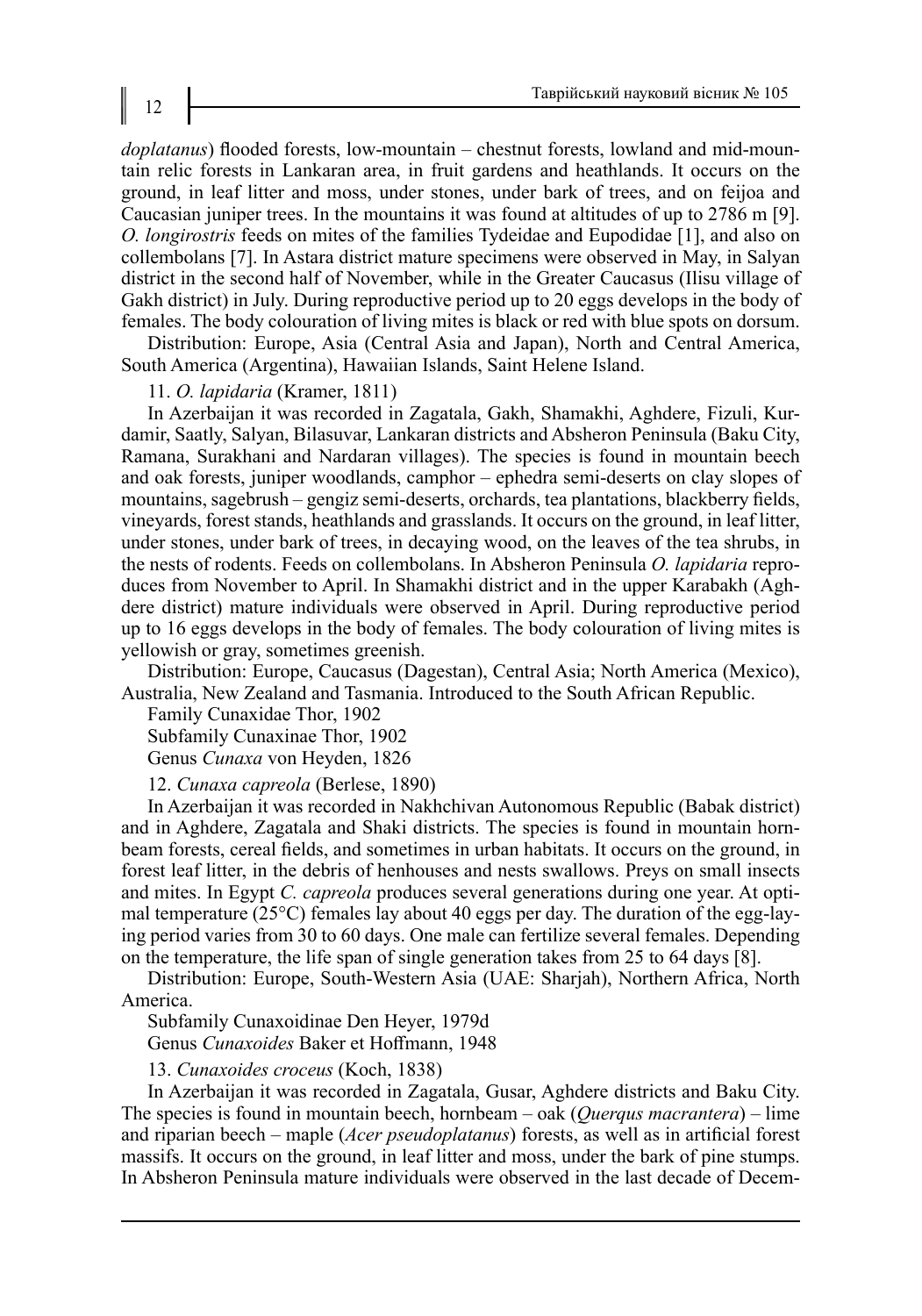*doplatanus*) flooded forests, low-mountain – chestnut forests, lowland and mid-mountain relic forests in Lankaran area, in fruit gardens and heathlands. It occurs on the ground, in leaf litter and moss, under stones, under bark of trees, and on feijoa and Caucasian juniper trees. In the mountains it was found at altitudes of up to 2786 m [9]. *O. longirostris* feeds on mites of the families Tydeidae and Eupodidae [1], and also on collembolans [7]. In Astara district mature specimens were observed in May, in Salyan district in the second half of November, while in the Greater Caucasus (Ilisu village of Gakh district) in July. During reproductive period up to 20 eggs develops in the body of females. The body colouration of living mites is black or red with blue spots on dorsum.

Distribution: Europe, Asia (Central Asia and Japan), North and Central America, South America (Argentina), Hawaiian Islands, Saint Helene Island.

11. *O. lapidaria* (Kramer, 1811)

In Azerbaijan it was recorded in Zagatala, Gakh, Shamakhi, Aghdere, Fizuli, Kurdamir, Saatly, Salyan, Bilasuvar, Lankaran districts and Absheron Peninsula (Baku City, Ramana, Surakhani and Nardaran villages). The species is found in mountain beech and oak forests, juniper woodlands, camphor – ephedra semi-deserts on clay slopes of mountains, sagebrush – gengiz semi-deserts, orchards, tea plantations, blackberry fields, vineyards, forest stands, heathlands and grasslands. It occurs on the ground, in leaf litter, under stones, under bark of trees, in decaying wood, on the leaves of the tea shrubs, in the nests of rodents. Feeds on collembolans. In Absheron Peninsula *O. lapidaria* reproduces from November to April. In Shamakhi district and in the upper Karabakh (Aghdere district) mature individuals were observed in April. During reproductive period up to 16 eggs develops in the body of females. The body colouration of living mites is yellowish or gray, sometimes greenish.

Distribution: Europe, Caucasus (Dagestan), Central Asia; North America (Mexico), Australia, New Zealand and Tasmania. Introduced to the South African Republic.

Family Cunaxidae Thor, 1902

Subfamily Cunaxinae Thor, 1902

Genus *Cunaxa* von Heyden, 1826

12. *Cunaxa capreola* (Berlese, 1890)

In Azerbaijan it was recorded in Nakhchivan Autonomous Republic (Babak district) and in Aghdere, Zagatala and Shaki districts. The species is found in mountain hornbeam forests, cereal fields, and sometimes in urban habitats. It occurs on the ground, in forest leaf litter, in the debris of henhouses and nests swallows. Preys on small insects and mites. In Egypt *C. capreola* produces several generations during one year. At optimal temperature (25°C) females lay about 40 eggs per day. The duration of the egg-laying period varies from 30 to 60 days. One male can fertilize several females. Depending on the temperature, the life span of single generation takes from 25 to 64 days [8].

Distribution: Europe, South-Western Asia (UAE: Sharjah), Northern Africa, North America.

Subfamily Cunaxoidinae Den Heyer, 1979d

Genus *Cunaxoides* Baker et Hoffmann, 1948

13. *Cunaxoides croceus* (Koch, 1838)

In Azerbaijan it was recorded in Zagatala, Gusar, Aghdere districts and Baku City. The species is found in mountain beech, hornbeam – oak (*Querqus macrantera*) – lime and riparian beech – maple (*Acer pseudoplatanus*) forests, as well as in artificial forest massifs. It occurs on the ground, in leaf litter and moss, under the bark of pine stumps. In Absheron Peninsula mature individuals were observed in the last decade of Decem-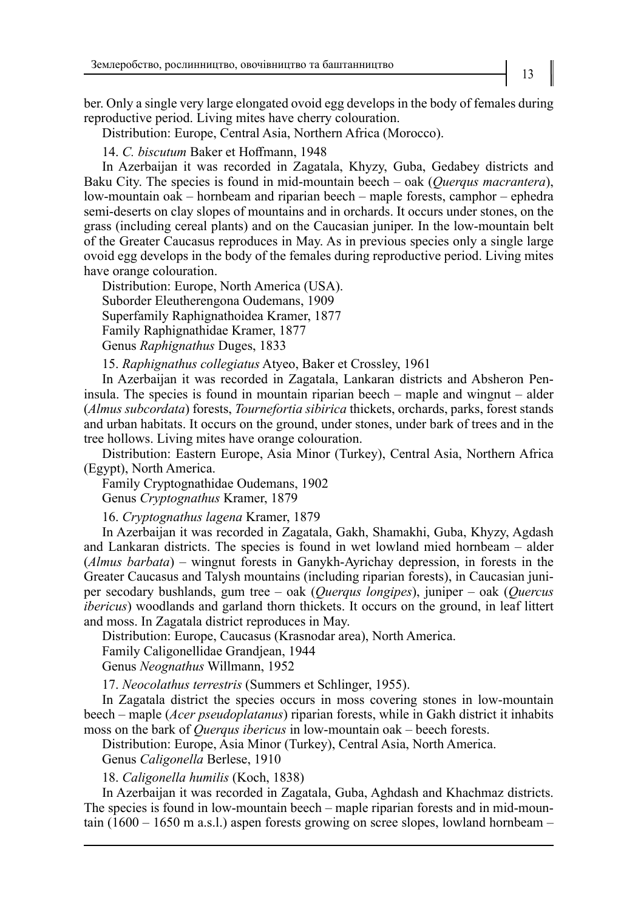ber. Only a single very large elongated ovoid egg develops in the body of females during reproductive period. Living mites have cherry colouration.

Distribution: Europe, Central Asia, Northern Africa (Morocco).

14. *C. biscutum* Baker et Hoffmann, 1948

In Azerbaijan it was recorded in Zagatala, Khyzy, Guba, Gedabey districts and Baku City. The species is found in mid-mountain beech – oak (*Querqus macrantera*), low-mountain oak – hornbeam and riparian beech – maple forests, camphor – ephedra semi-deserts on clay slopes of mountains and in orchards. It occurs under stones, on the grass (including cereal plants) and on the Caucasian juniper. In the low-mountain belt of the Greater Caucasus reproduces in May. As in previous species only a single large ovoid egg develops in the body of the females during reproductive period. Living mites have orange colouration.

Distribution: Europe, North America (USA).

Suborder Eleutherengona Oudemans, 1909

Superfamily Raphignathoidea Kramer, 1877

Family Raphignathidae Kramer, 1877

Genus *Raphignathus* Duges, 1833

15. *Raphignathus collegiatus* Atyeo, Baker et Crossley, 1961

In Azerbaijan it was recorded in Zagatala, Lankaran districts and Absheron Peninsula. The species is found in mountain riparian beech – maple and wingnut – alder (*Almus subcordata*) forests, *Tournefortia sibirica* thickets, orchards, parks, forest stands and urban habitats. It occurs on the ground, under stones, under bark of trees and in the tree hollows. Living mites have orange colouration.

Distribution: Eastern Europe, Asia Minor (Turkey), Central Asia, Northern Africa (Egypt), North America.

Family Cryptognathidae Oudemans, 1902

Genus *Cryptognathus* Kramer, 1879

16. *Cryptognathus lagena* Kramer, 1879

In Azerbaijan it was recorded in Zagatala, Gakh, Shamakhi, Guba, Khyzy, Agdash and Lankaran districts. The species is found in wet lowland mied hornbeam – alder (*Almus barbata*) – wingnut forests in Ganykh-Ayrichay depression, in forests in the Greater Caucasus and Talysh mountains (including riparian forests), in Caucasian juniper secodary bushlands, gum tree – oak (*Querqus longipes*), juniper – oak (*Quercus ibericus*) woodlands and garland thorn thickets. It occurs on the ground, in leaf littert and moss. In Zagatala district reproduces in May.

Distribution: Europe, Caucasus (Krasnodar area), North America.

Family Caligonellidae Grandjean, 1944

Genus *Neognathus* Willmann, 1952

17. *Neocolathus terrestris* (Summers et Schlinger, 1955).

In Zagatala district the species occurs in moss covering stones in low-mountain beech – maple (*Acer pseudoplatanus*) riparian forests, while in Gakh district it inhabits moss on the bark of *Querqus ibericus* in low-mountain oak – beech forests.

Distribution: Europe, Asia Minor (Turkey), Central Asia, North America.

Genus *Caligonella* Berlese, 1910

18. *Caligonella humilis* (Koch, 1838)

In Azerbaijan it was recorded in Zagatala, Guba, Aghdash and Khachmaz districts. The species is found in low-mountain beech – maple riparian forests and in mid-mountain (1600 – 1650 m a.s.l.) aspen forests growing on scree slopes, lowland hornbeam –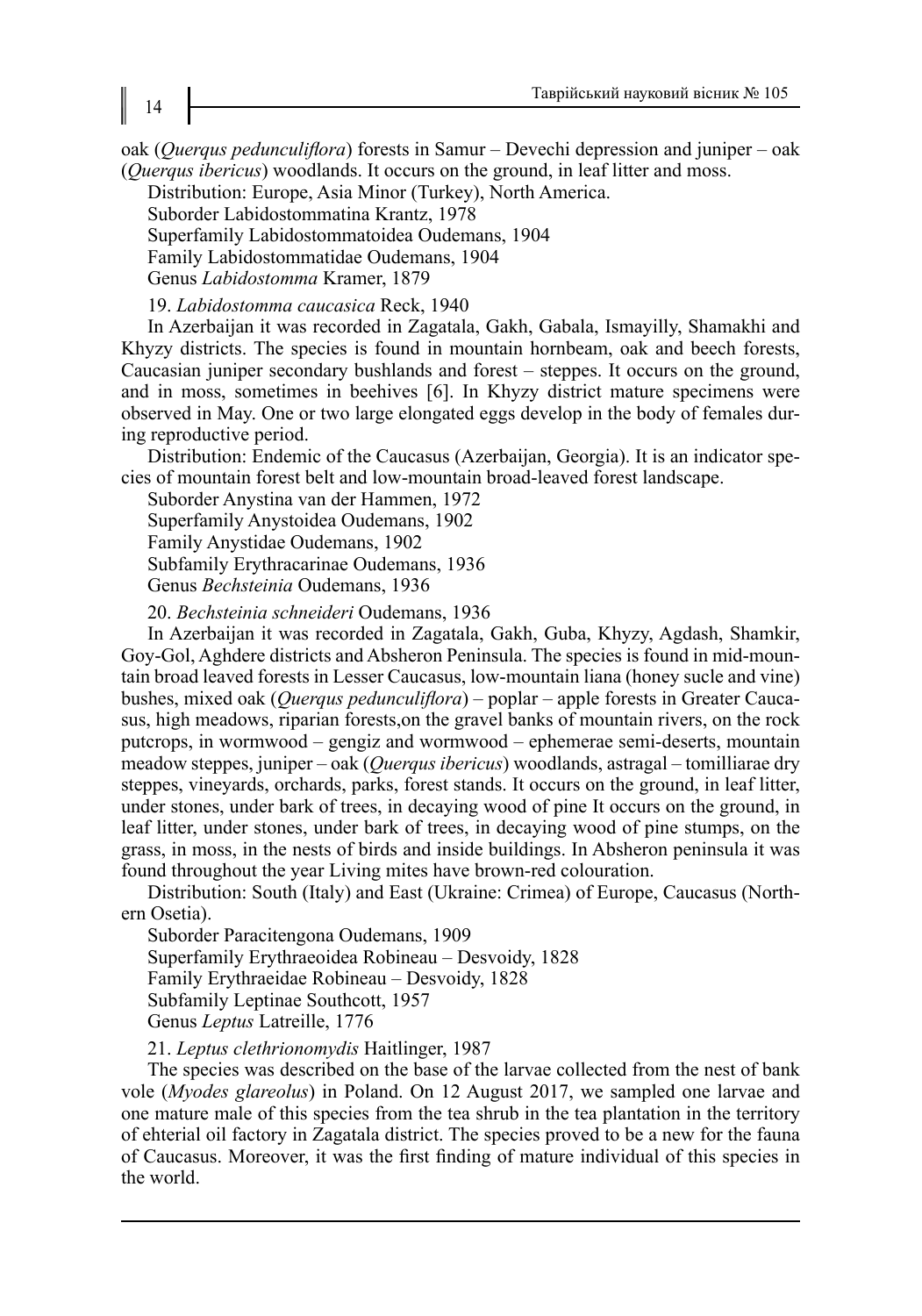oak (*Querqus pedunculiflora*) forests in Samur – Devechi depression and juniper – oak (*Querqus ibericus*) woodlands. It occurs on the ground, in leaf litter and moss.

Distribution: Europe, Asia Minor (Turkey), North America.

Suborder Labidostommatina Krantz, 1978

Superfamily Labidostommatoidea Oudemans, 1904

Family Labidostommatidae Oudemans, 1904

Genus *Labidostomma* Kramer, 1879

19. *Labidostomma caucasica* Reck, 1940

In Azerbaijan it was recorded in Zagatala, Gakh, Gabala, Ismayilly, Shamakhi and Khyzy districts. The species is found in mountain hornbeam, oak and beech forests, Caucasian juniper secondary bushlands and forest – steppes. It occurs on the ground, and in moss, sometimes in beehives [6]. In Khyzy district mature specimens were observed in May. One or two large elongated eggs develop in the body of females during reproductive period.

Distribution: Endemic of the Caucasus (Azerbaijan, Georgia). It is an indicator species of mountain forest belt and low-mountain broad-leaved forest landscape.

Suborder Anystina van der Hammen, 1972

Superfamily Anystoidea Oudemans, 1902

Family Anystidae Oudemans, 1902

Subfamily Erythracarinae Oudemans, 1936

Genus *Bechsteinia* Oudemans, 1936

20. *Bechsteinia schneideri* Oudemans, 1936

In Azerbaijan it was recorded in Zagatala, Gakh, Guba, Khyzy, Agdash, Shamkir, Goy-Gol, Aghdere districts and Absheron Peninsula. The species is found in mid-mountain broad leaved forests in Lesser Caucasus, low-mountain liana (honey sucle and vine) bushes, mixed oak (*Querqus pedunculiflora*) – poplar – apple forests in Greater Caucasus, high meadows, riparian forests,on the gravel banks of mountain rivers, on the rock putcrops, in wormwood – gengiz and wormwood – ephemerae semi-deserts, mountain meadow steppes, juniper – oak (*Querqus ibericus*) woodlands, astragal – tomilliarae dry steppes, vineyards, orchards, parks, forest stands. It occurs on the ground, in leaf litter, under stones, under bark of trees, in decaying wood of pine It occurs on the ground, in leaf litter, under stones, under bark of trees, in decaying wood of pine stumps, on the grass, in moss, in the nests of birds and inside buildings. In Absheron peninsula it was found throughout the year Living mites have brown-red colouration.

Distribution: South (Italy) and East (Ukraine: Crimea) of Europe, Caucasus (Northern Osetia).

Suborder Paracitengona Oudemans, 1909

Superfamily Erythraeoidea Robineau – Desvoidy, 1828

Family Erythraeidae Robineau – Desvoidy, 1828

Subfamily Leptinae Southcott, 1957

Genus *Leptus* Latreille, 1776

21. *Leptus clethrionomydis* Haitlinger, 1987

The species was described on the base of the larvae collected from the nest of bank vole (*Myodes glareolus*) in Poland. On 12 August 2017, we sampled one larvae and one mature male of this species from the tea shrub in the tea plantation in the territory of ehterial oil factory in Zagatala district. The species proved to be a new for the fauna of Caucasus. Moreover, it was the first finding of mature individual of this species in the world.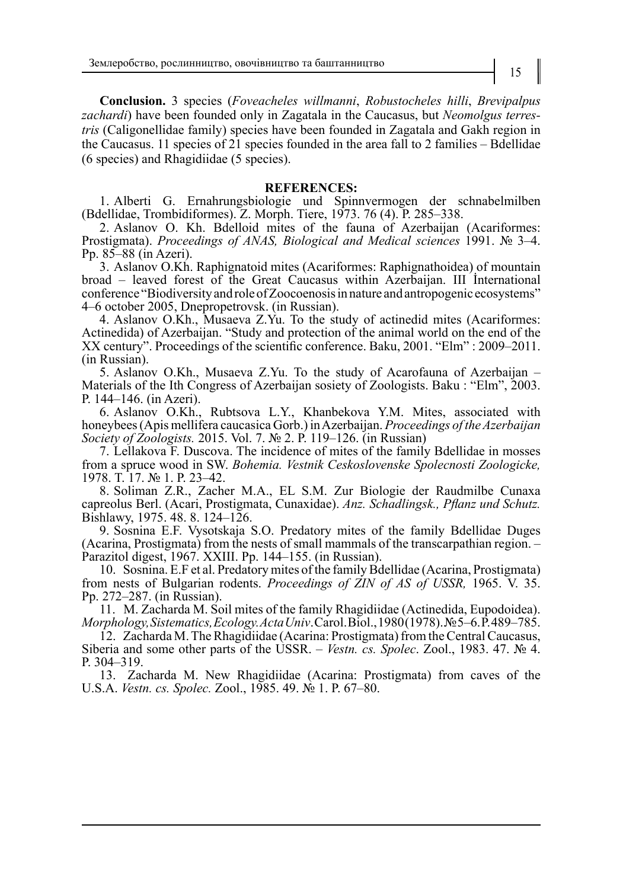**Conclusion.** 3 species (*Foveacheles willmanni*, *Robustocheles hilli*, *Brevipalpus zachardi*) have been founded only in Zagatala in the Caucasus, but *Neomolgus terrestris* (Caligonellidae family) species have been founded in Zagatala and Gakh region in the Caucasus. 11 species of 21 species founded in the area fall to 2 families – Bdellidae (6 species) and Rhagidiidae (5 species).

## REFERENCES:

1. Alberti G. Ernahrungsbiologie und Spinnvermogen der schnabelmilben (Bdellidae, Trombidiformes). Z. Morph. Tiere, 1973. 76 (4). P. 285–338.
2. Aslanov O. Kh. Bdelloid mites of the fauna of Azerbaijan (Acariformes: Prostigmata). *Proceedings of ANAS, Biological and Medical sciences* 1991. № 3–4. Pp. 85–88 (in Azeri).
3. Aslanov O.Kh. Raphignatoid mites (Acariformes: Raphignathoidea) of mountain broad – leaved forest of the Great Caucasus within Azerbaijan. III İnternational conference "Biodiversity and role of Zoocoenosis in nature and antropogenic ecosystems" 4–6 october 2005, Dnepropetrovsk. (in Russian).
4. Aslanov O.Kh., Musaeva Z.Yu. To the study of actinedid mites (Acariformes: Actinedida) of Azerbaijan. "Study and protection of the animal world on the end of the XX century". Proceedings of the scientific conference. Baku, 2001. "Elm" : 2009–2011. (in Russian).
5. Aslanov O.Kh., Musaeva Z.Yu. To the study of Acarofauna of Azerbaijan – Materials of the Ith Congress of Azerbaijan sosiety of Zoologists. Baku : "Elm", 2003. P. 144–146. (in Azeri).
6. Aslanov O.Kh., Rubtsova L.Y., Khanbekova Y.M. Mites, associated with honeybees (Apis mellifera caucasica Gorb.) in Azerbaijan. *Proceedings of the Azerbaijan Society of Zoologists.* 2015. Vol. 7. № 2. P. 119–126. (in Russian)
7. Lellakova F. Duscova. The incidence of mites of the family Bdellidae in mosses from a spruce wood in SW. *Bohemia. Vestnik Ceskoslovenske Spolecnosti Zoologicke,* 1978. T. 17. № 1. P. 23–42.
8. Soliman Z.R., Zacher M.A., EL S.M. Zur Biologie der Raudmilbe Cunaxa capreolus Berl. (Acari, Prostigmata, Cunaxidae). *Anz. Schadlingsk., Pflanz und Schutz.* Bishlawy, 1975. 48. 8. 124–126.
9. Sosnina E.F. Vysotskaja S.O. Predatory mites of the family Bdellidae Duges (Acarina, Prostigmata) from the nests of small mammals of the transcarpathian region. – Parazitol digest, 1967. XXIII. Pp. 144–155. (in Russian).
10. Sosnina. E.F et al. Predatory mites of the family Bdellidae (Acarina, Prostigmata) from nests of Bulgarian rodents. *Proceedings of ZIN of AS of USSR,* 1965. V. 35. Pp. 272–287. (in Russian).
11. M. Zacharda M. Soil mites of the family Rhagidiidae (Actinedida, Eupodoidea). *Morphology, Sistematics, Ecology. Acta Univ*. Carol. Biol., 1980 (1978). № 5–6. P. 489–785.
12. Zacharda M. The Rhagidiidae (Acarina: Prostigmata) from the Central Caucasus, Siberia and some other parts of the USSR. – *Vestn. cs. Spolec*. Zool., 1983. 47. № 4. P. 304–319.
13. Zacharda M. New Rhagidiidae (Acarina: Prostigmata) from caves of the U.S.A. *Vestn. cs. Spolec.* Zool., 1985. 49. № 1. P. 67–80.